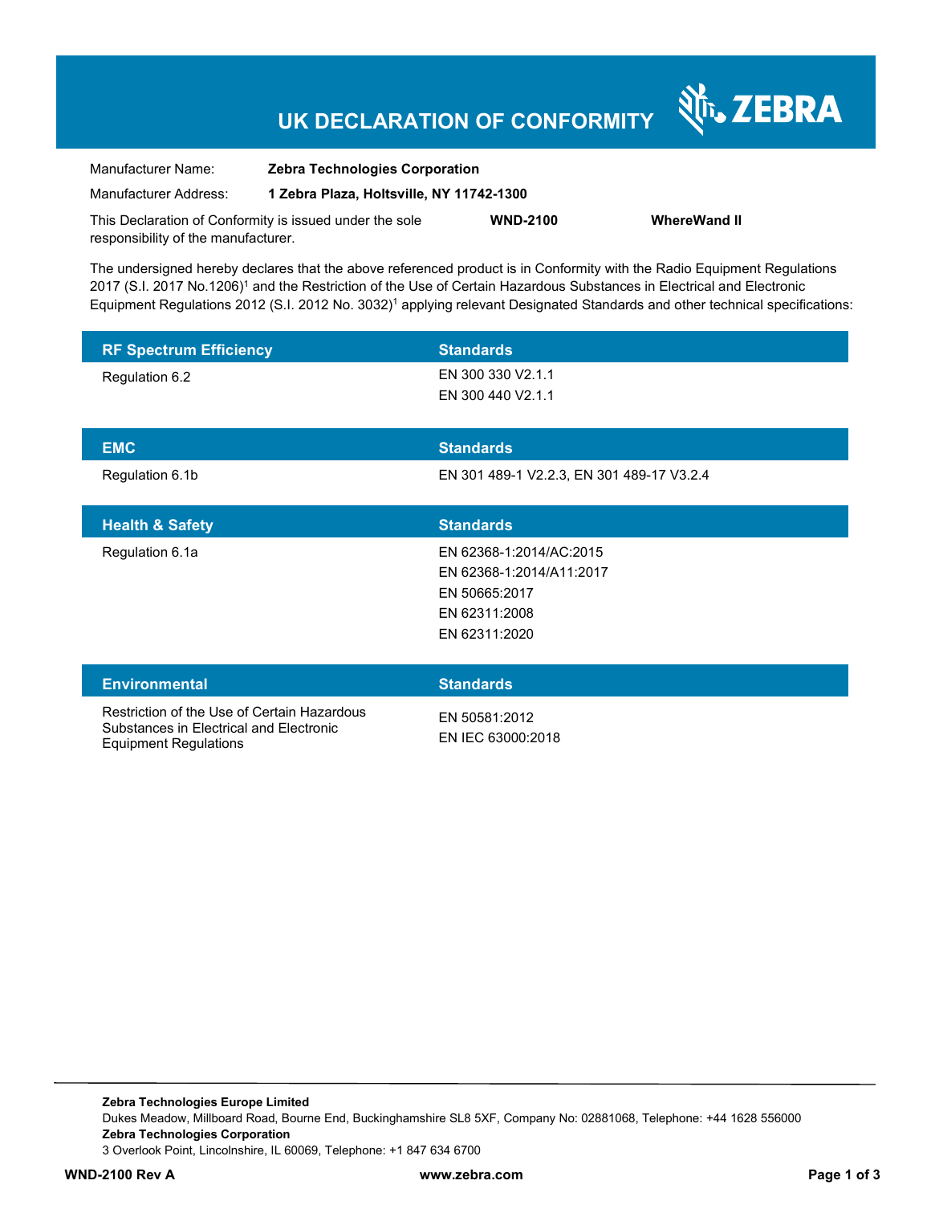# UK DECLARATION OF CONFORMITY

ZEBRA

| | |
|---|---|
| Manufacturer Name: | **Zebra Technologies Corporation** |
| Manufacturer Address: | **1 Zebra Plaza, Holtsville, NY 11742-1300** |

This Declaration of Conformity is issued under the sole responsibility of the manufacturer. **WND-2100** **WhereWand II**

The undersigned hereby declares that the above referenced product is in Conformity with the Radio Equipment Regulations 2017 (S.I. 2017 No.1206)[1] and the Restriction of the Use of Certain Hazardous Substances in Electrical and Electronic Equipment Regulations 2012 (S.I. 2012 No. 3032)[1] applying relevant Designated Standards and other technical specifications:

| RF Spectrum Efficiency | Standards |
|---|---|
| Regulation 6.2 | EN 300 330 V2.1.1<br>EN 300 440 V2.1.1 |

| EMC | Standards |
|---|---|
| Regulation 6.1b | EN 301 489-1 V2.2.3, EN 301 489-17 V3.2.4 |

| Health & Safety | Standards |
|---|---|
| Regulation 6.1a | EN 62368-1:2014/AC:2015<br>EN 62368-1:2014/A11:2017<br>EN 50665:2017<br>EN 62311:2008<br>EN 62311:2020 |

| Environmental | Standards |
|---|---|
| Restriction of the Use of Certain Hazardous Substances in Electrical and Electronic Equipment Regulations | EN 50581:2012<br>EN IEC 63000:2018 |

**Zebra Technologies Europe Limited**
Dukes Meadow, Millboard Road, Bourne End, Buckinghamshire SL8 5XF, Company No: 02881068, Telephone: +44 1628 556000
**Zebra Technologies Corporation**
3 Overlook Point, Lincolnshire, IL 60069, Telephone: +1 847 634 6700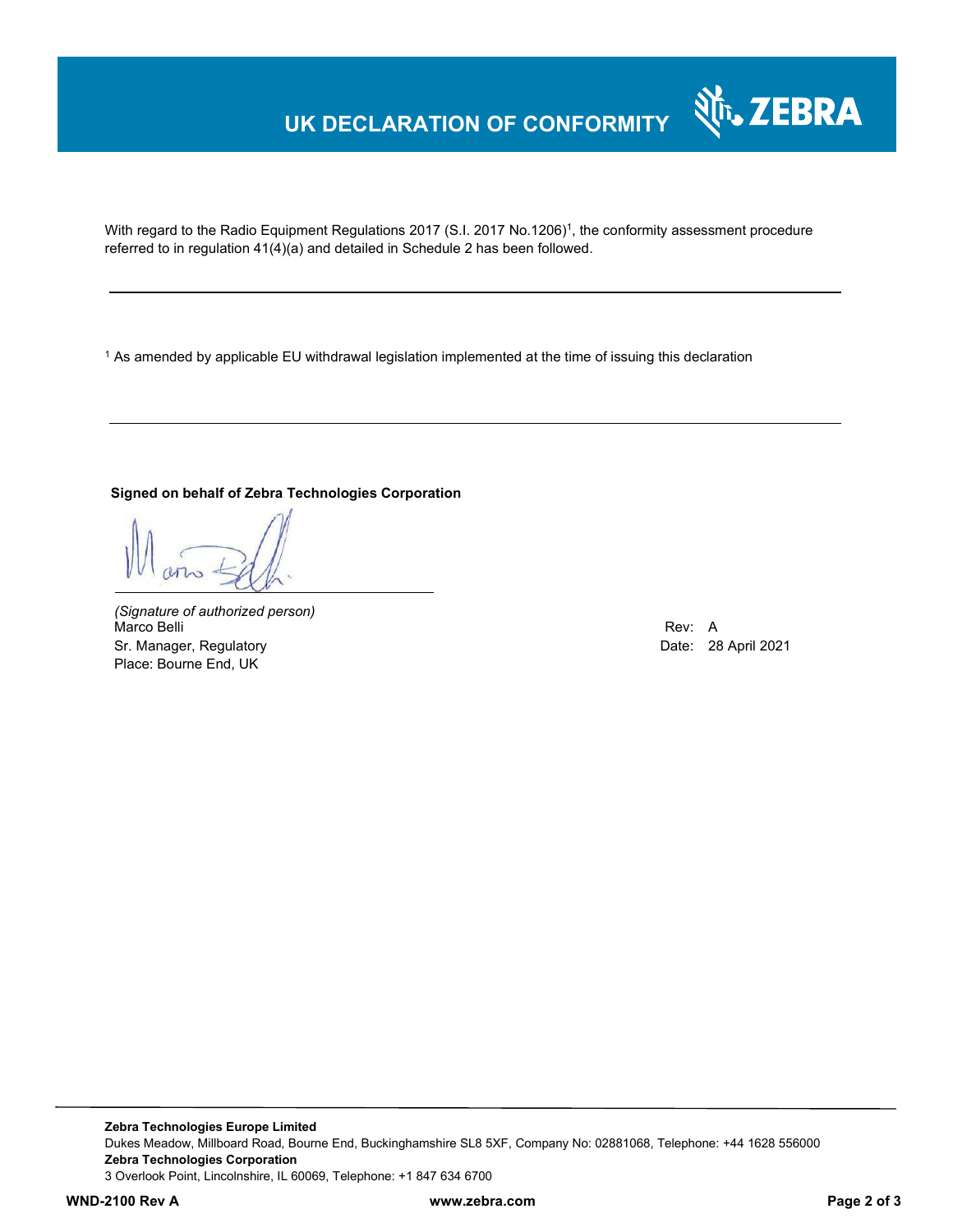# UK DECLARATION OF CONFORMITY

With regard to the Radio Equipment Regulations 2017 (S.I. 2017 No.1206)[1], the conformity assessment procedure referred to in regulation 41(4)(a) and detailed in Schedule 2 has been followed.

---

[1] As amended by applicable EU withdrawal legislation implemented at the time of issuing this declaration

---

**Signed on behalf of Zebra Technologies Corporation**

*(Signature of authorized person)*
Marco Belli
Sr. Manager, Regulatory
Place: Bourne End, UK

Rev: A
Date: 28 April 2021

---

**Zebra Technologies Europe Limited**
Dukes Meadow, Millboard Road, Bourne End, Buckinghamshire SL8 5XF, Company No: 02881068, Telephone: +44 1628 556000
**Zebra Technologies Corporation**
3 Overlook Point, Lincolnshire, IL 60069, Telephone: +1 847 634 6700

**WND-2100 Rev A** **www.zebra.com**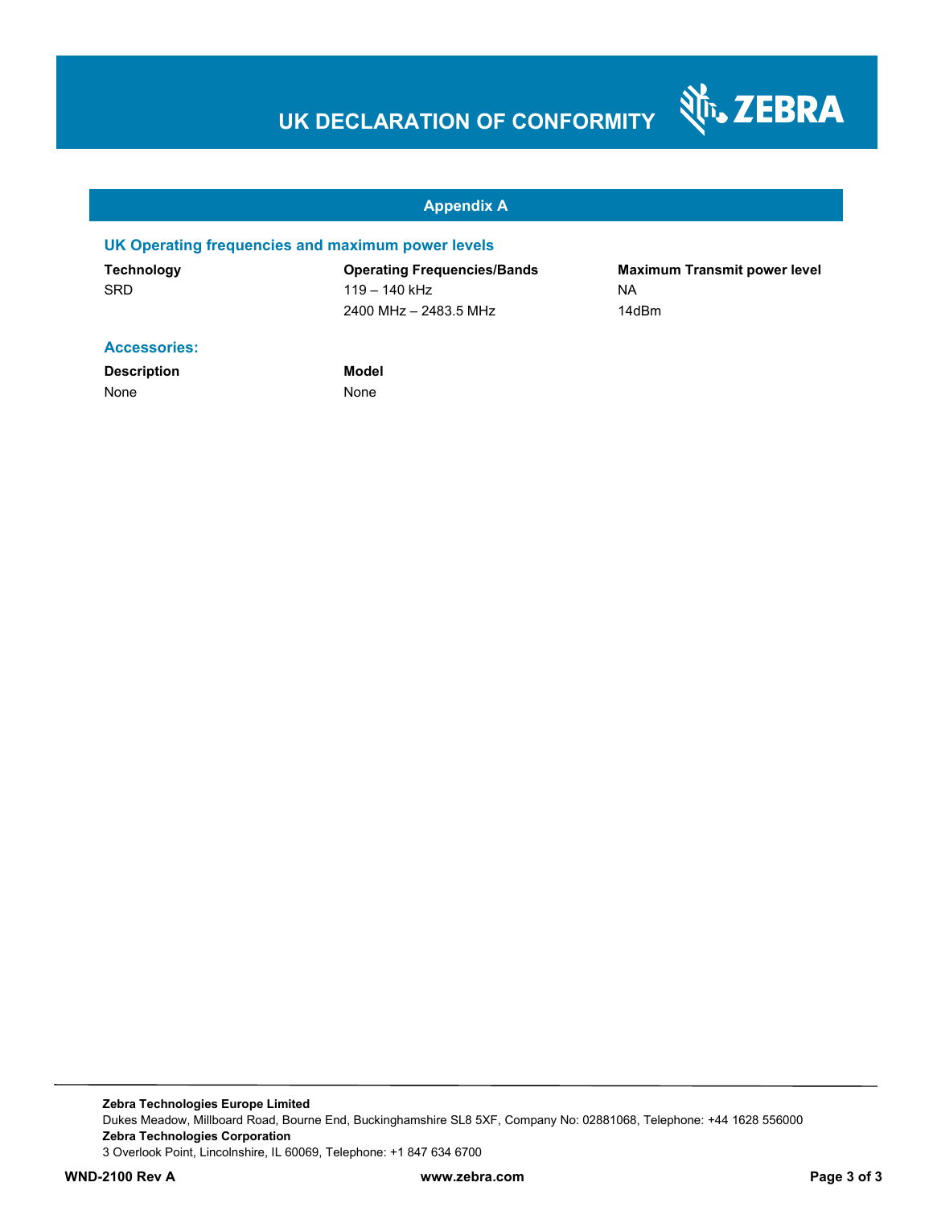# UK DECLARATION OF CONFORMITY

## Appendix A

### UK Operating frequencies and maximum power levels

| Technology | Operating Frequencies/Bands | Maximum Transmit power level |
|---|---|---|
| SRD | 119 – 140 kHz | NA |
| | 2400 MHz – 2483.5 MHz | 14dBm |

### Accessories:

| Description | Model |
|---|---|
| None | None |

**Zebra Technologies Europe Limited**
Dukes Meadow, Millboard Road, Bourne End, Buckinghamshire SL8 5XF, Company No: 02881068, Telephone: +44 1628 556000
**Zebra Technologies Corporation**
3 Overlook Point, Lincolnshire, IL 60069, Telephone: +1 847 634 6700

**WND-2100 Rev A** **www.zebra.com**